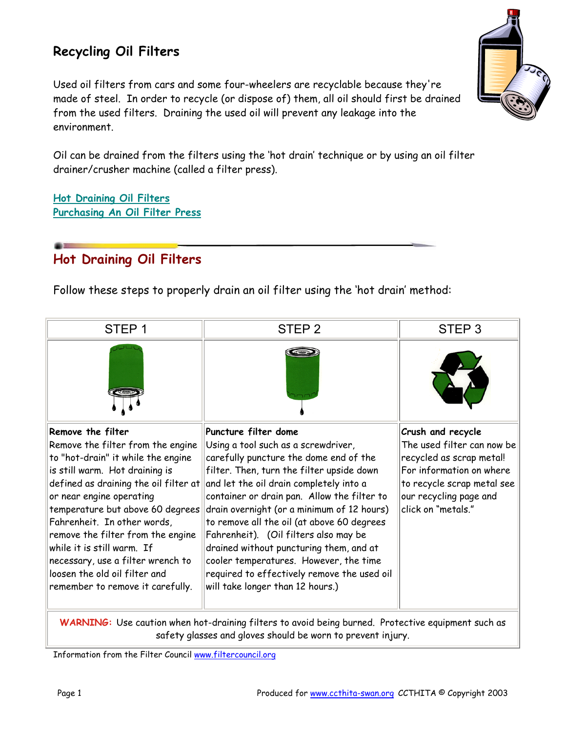## Recycling Oil Filters

Used oil filters from cars and some four-wheelers are recyclable because they're made of steel. In order to recycle (or dispose of) them, all oil should first be drained from the used filters. Draining the used oil will prevent any leakage into the environment.

Oil can be drained from the filters using the 'hot drain' technique or by using an oil filter drainer/crusher machine (called a filter press).

[Hot Draining Oil Filters](#hot-draining-oil-filters)
[Purchasing An Oil Filter Press](#purchasing-an-oil-filter-press)

## Hot Draining Oil Filters

Follow these steps to properly drain an oil filter using the 'hot drain' method:

| STEP 1 | STEP 2 | STEP 3 |
|---|---|---|
| **Remove the filter**<br>Remove the filter from the engine to "hot-drain" it while the engine is still warm. Hot draining is defined as draining the oil filter at or near engine operating temperature but above 60 degrees Fahrenheit. In other words, remove the filter from the engine while it is still warm. If necessary, use a filter wrench to loosen the old oil filter and remember to remove it carefully. | **Puncture filter dome**<br>Using a tool such as a screwdriver, carefully puncture the dome end of the filter. Then, turn the filter upside down and let the oil drain completely into a container or drain pan. Allow the filter to drain overnight (or a minimum of 12 hours) to remove all the oil (at above 60 degrees Fahrenheit). (Oil filters also may be drained without puncturing them, and at cooler temperatures. However, the time required to effectively remove the used oil will take longer than 12 hours.) | **Crush and recycle**<br>The used filter can now be recycled as scrap metal! For information on where to recycle scrap metal see our recycling page and click on "metals." |

**WARNING:** Use caution when hot-draining filters to avoid being burned. Protective equipment such as safety glasses and gloves should be worn to prevent injury.

Information from the Filter Council www.filtercouncil.org

Produced for www.ccthita-swan.org CCTHITA © Copyright 2003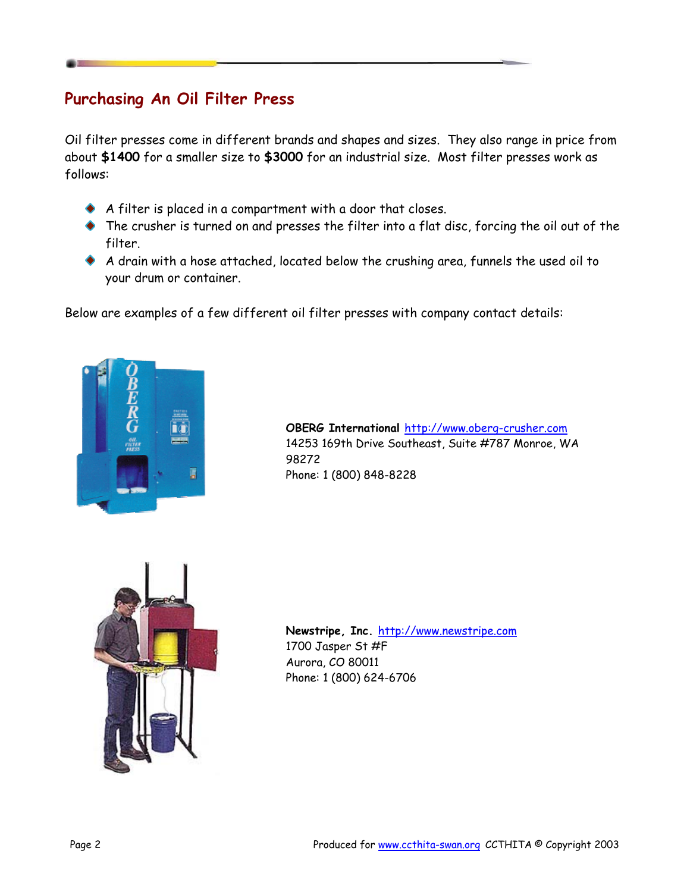## Purchasing An Oil Filter Press

Oil filter presses come in different brands and shapes and sizes. They also range in price from about **$1400** for a smaller size to **$3000** for an industrial size. Most filter presses work as follows:

- A filter is placed in a compartment with a door that closes.
- The crusher is turned on and presses the filter into a flat disc, forcing the oil out of the filter.
- A drain with a hose attached, located below the crushing area, funnels the used oil to your drum or container.

Below are examples of a few different oil filter presses with company contact details:

**OBERG International** http://www.oberg-crusher.com
14253 169th Drive Southeast, Suite #787 Monroe, WA 98272
Phone: 1 (800) 848-8228

**Newstripe, Inc.** http://www.newstripe.com
1700 Jasper St #F
Aurora, CO 80011
Phone: 1 (800) 624-6706

Produced for www.ccthita-swan.org CCTHITA © Copyright 2003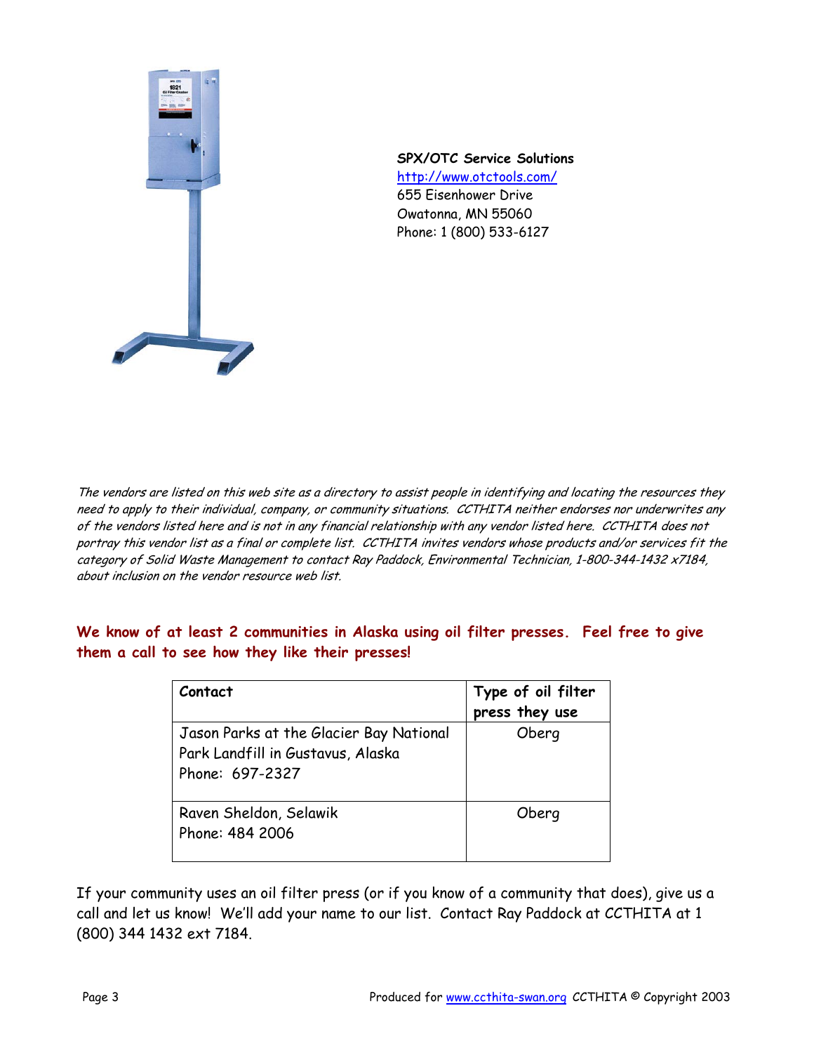**SPX/OTC Service Solutions**
http://www.otctools.com/
655 Eisenhower Drive
Owatonna, MN 55060
Phone: 1 (800) 533-6127

*The vendors are listed on this web site as a directory to assist people in identifying and locating the resources they need to apply to their individual, company, or community situations. CCTHITA neither endorses nor underwrites any of the vendors listed here and is not in any financial relationship with any vendor listed here. CCTHITA does not portray this vendor list as a final or complete list. CCTHITA invites vendors whose products and/or services fit the category of Solid Waste Management to contact Ray Paddock, Environmental Technician, 1-800-344-1432 x7184, about inclusion on the vendor resource web list.*

**We know of at least 2 communities in Alaska using oil filter presses. Feel free to give them a call to see how they like their presses!**

| Contact | Type of oil filter press they use |
|---|---|
| Jason Parks at the Glacier Bay National Park Landfill in Gustavus, Alaska<br>Phone: 697-2327 | Oberg |
| Raven Sheldon, Selawik<br>Phone: 484 2006 | Oberg |

If your community uses an oil filter press (or if you know of a community that does), give us a call and let us know! We'll add your name to our list. Contact Ray Paddock at CCTHITA at 1 (800) 344 1432 ext 7184.

Produced for www.ccthita-swan.org CCTHITA © Copyright 2003